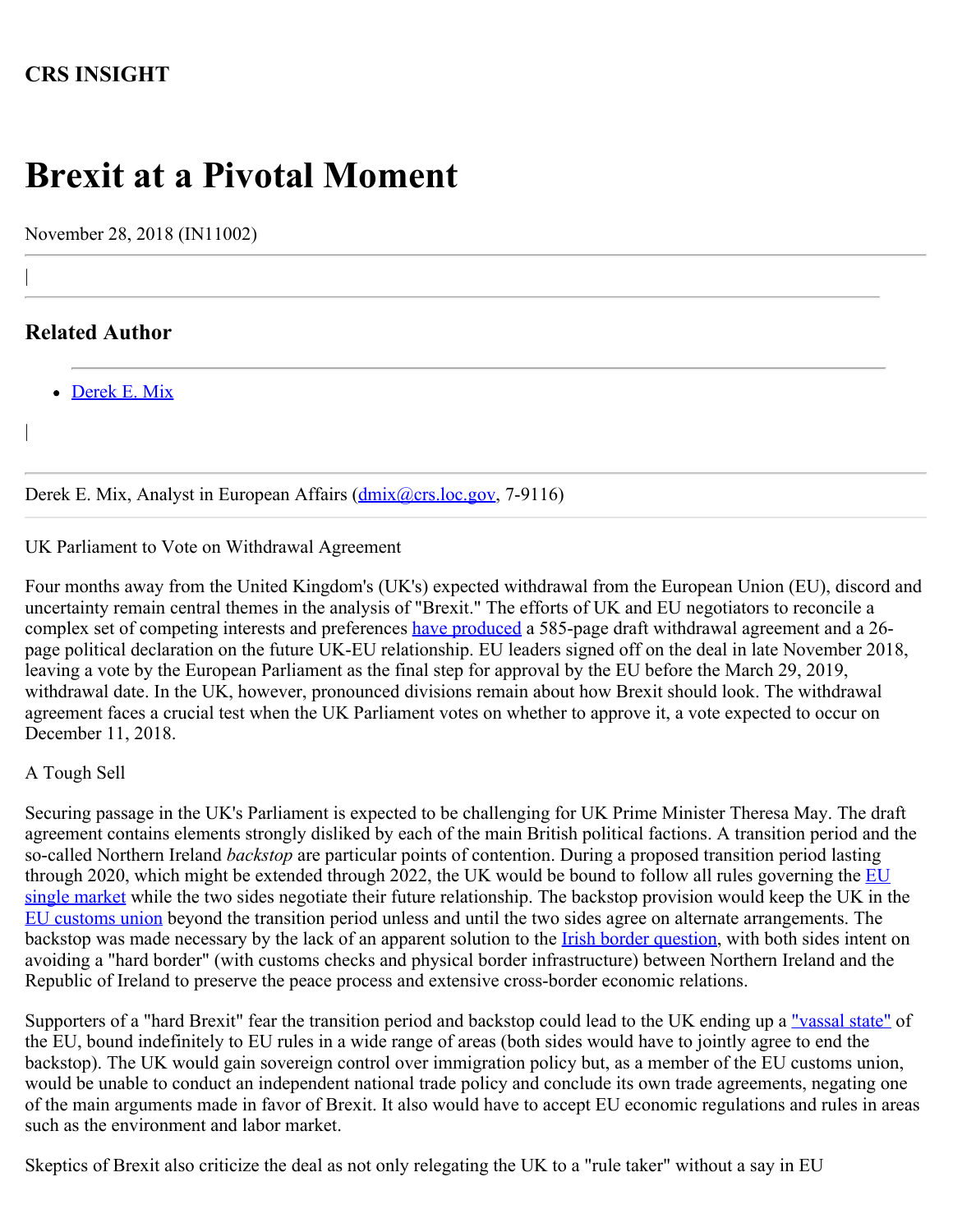**CRS INSIGHT**

# Brexit at a Pivotal Moment

November 28, 2018 (IN11002)

## Related Author

- Derek E. Mix

Derek E. Mix, Analyst in European Affairs (dmix@crs.loc.gov, 7-9116)

UK Parliament to Vote on Withdrawal Agreement

Four months away from the United Kingdom's (UK's) expected withdrawal from the European Union (EU), discord and uncertainty remain central themes in the analysis of "Brexit." The efforts of UK and EU negotiators to reconcile a complex set of competing interests and preferences have produced a 585-page draft withdrawal agreement and a 26-page political declaration on the future UK-EU relationship. EU leaders signed off on the deal in late November 2018, leaving a vote by the European Parliament as the final step for approval by the EU before the March 29, 2019, withdrawal date. In the UK, however, pronounced divisions remain about how Brexit should look. The withdrawal agreement faces a crucial test when the UK Parliament votes on whether to approve it, a vote expected to occur on December 11, 2018.

A Tough Sell

Securing passage in the UK's Parliament is expected to be challenging for UK Prime Minister Theresa May. The draft agreement contains elements strongly disliked by each of the main British political factions. A transition period and the so-called Northern Ireland *backstop* are particular points of contention. During a proposed transition period lasting through 2020, which might be extended through 2022, the UK would be bound to follow all rules governing the EU single market while the two sides negotiate their future relationship. The backstop provision would keep the UK in the EU customs union beyond the transition period unless and until the two sides agree on alternate arrangements. The backstop was made necessary by the lack of an apparent solution to the Irish border question, with both sides intent on avoiding a "hard border" (with customs checks and physical border infrastructure) between Northern Ireland and the Republic of Ireland to preserve the peace process and extensive cross-border economic relations.

Supporters of a "hard Brexit" fear the transition period and backstop could lead to the UK ending up a "vassal state" of the EU, bound indefinitely to EU rules in a wide range of areas (both sides would have to jointly agree to end the backstop). The UK would gain sovereign control over immigration policy but, as a member of the EU customs union, would be unable to conduct an independent national trade policy and conclude its own trade agreements, negating one of the main arguments made in favor of Brexit. It also would have to accept EU economic regulations and rules in areas such as the environment and labor market.

Skeptics of Brexit also criticize the deal as not only relegating the UK to a "rule taker" without a say in EU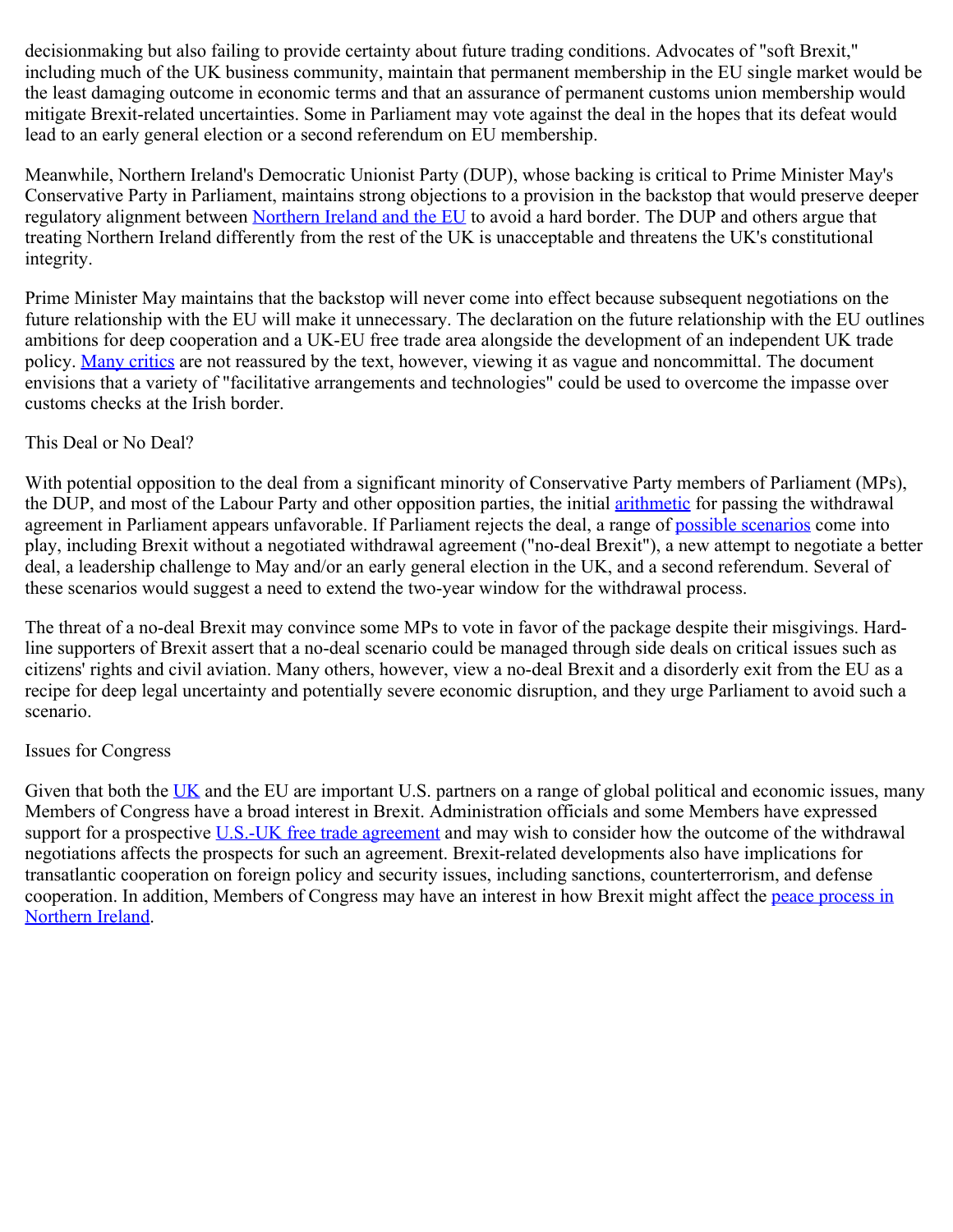decisionmaking but also failing to provide certainty about future trading conditions. Advocates of "soft Brexit," including much of the UK business community, maintain that permanent membership in the EU single market would be the least damaging outcome in economic terms and that an assurance of permanent customs union membership would mitigate Brexit-related uncertainties. Some in Parliament may vote against the deal in the hopes that its defeat would lead to an early general election or a second referendum on EU membership.

Meanwhile, Northern Ireland's Democratic Unionist Party (DUP), whose backing is critical to Prime Minister May's Conservative Party in Parliament, maintains strong objections to a provision in the backstop that would preserve deeper regulatory alignment between Northern Ireland and the EU to avoid a hard border. The DUP and others argue that treating Northern Ireland differently from the rest of the UK is unacceptable and threatens the UK's constitutional integrity.

Prime Minister May maintains that the backstop will never come into effect because subsequent negotiations on the future relationship with the EU will make it unnecessary. The declaration on the future relationship with the EU outlines ambitions for deep cooperation and a UK-EU free trade area alongside the development of an independent UK trade policy. Many critics are not reassured by the text, however, viewing it as vague and noncommittal. The document envisions that a variety of "facilitative arrangements and technologies" could be used to overcome the impasse over customs checks at the Irish border.

## This Deal or No Deal?

With potential opposition to the deal from a significant minority of Conservative Party members of Parliament (MPs), the DUP, and most of the Labour Party and other opposition parties, the initial arithmetic for passing the withdrawal agreement in Parliament appears unfavorable. If Parliament rejects the deal, a range of possible scenarios come into play, including Brexit without a negotiated withdrawal agreement ("no-deal Brexit"), a new attempt to negotiate a better deal, a leadership challenge to May and/or an early general election in the UK, and a second referendum. Several of these scenarios would suggest a need to extend the two-year window for the withdrawal process.

The threat of a no-deal Brexit may convince some MPs to vote in favor of the package despite their misgivings. Hard-line supporters of Brexit assert that a no-deal scenario could be managed through side deals on critical issues such as citizens' rights and civil aviation. Many others, however, view a no-deal Brexit and a disorderly exit from the EU as a recipe for deep legal uncertainty and potentially severe economic disruption, and they urge Parliament to avoid such a scenario.

## Issues for Congress

Given that both the UK and the EU are important U.S. partners on a range of global political and economic issues, many Members of Congress have a broad interest in Brexit. Administration officials and some Members have expressed support for a prospective U.S.-UK free trade agreement and may wish to consider how the outcome of the withdrawal negotiations affects the prospects for such an agreement. Brexit-related developments also have implications for transatlantic cooperation on foreign policy and security issues, including sanctions, counterterrorism, and defense cooperation. In addition, Members of Congress may have an interest in how Brexit might affect the peace process in Northern Ireland.